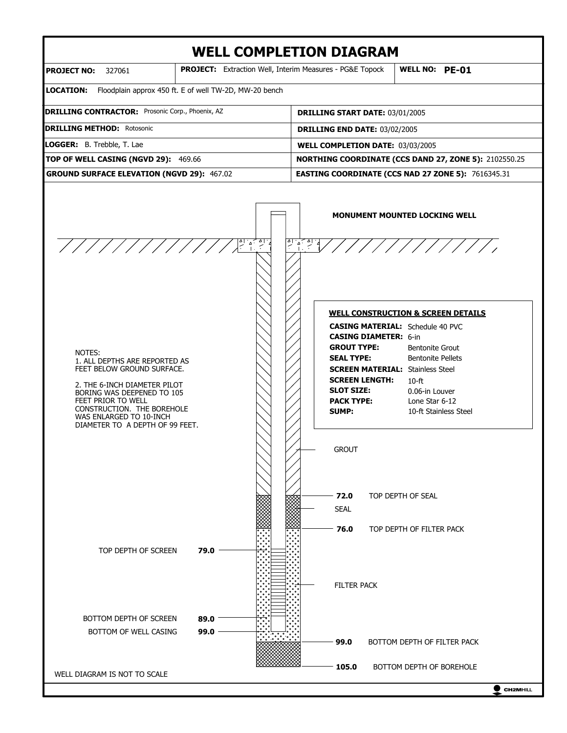# WELL COMPLETION DIAGRAM

| | | |
|---|---|---|
| **PROJECT NO:** 327061 | **PROJECT:** Extraction Well, Interim Measures - PG&E Topock | **WELL NO: PE-01** |

**LOCATION:** Floodplain approx 450 ft. E of well TW-2D, MW-20 bench

| | |
|---|---|
| **DRILLING CONTRACTOR:** Prosonic Corp., Phoenix, AZ | **DRILLING START DATE:** 03/01/2005 |
| **DRILLING METHOD:** Rotosonic | **DRILLING END DATE:** 03/02/2005 |
| **LOGGER:** B. Trebble, T. Lae | **WELL COMPLETION DATE:** 03/03/2005 |
| **TOP OF WELL CASING (NGVD 29):** 469.66 | **NORTHING COORDINATE (CCS DAND 27, ZONE 5):** 2102550.25 |
| **GROUND SURFACE ELEVATION (NGVD 29):** 467.02 | **EASTING COORDINATE (CCS NAD 27 ZONE 5):** 7616345.31 |

**MONUMENT MOUNTED LOCKING WELL**

### WELL CONSTRUCTION & SCREEN DETAILS

| | |
|---|---|
| **CASING MATERIAL:** | Schedule 40 PVC |
| **CASING DIAMETER:** | 6-in |
| **GROUT TYPE:** | Bentonite Grout |
| **SEAL TYPE:** | Bentonite Pellets |
| **SCREEN MATERIAL:** | Stainless Steel |
| **SCREEN LENGTH:** | 10-ft |
| **SLOT SIZE:** | 0.06-in Louver |
| **PACK TYPE:** | Lone Star 6-12 |
| **SUMP:** | 10-ft Stainless Steel |

NOTES:
1. ALL DEPTHS ARE REPORTED AS FEET BELOW GROUND SURFACE.

2. THE 6-INCH DIAMETER PILOT BORING WAS DEEPENED TO 105 FEET PRIOR TO WELL CONSTRUCTION. THE BOREHOLE WAS ENLARGED TO 10-INCH DIAMETER TO A DEPTH OF 99 FEET.

GROUT

**72.0** TOP DEPTH OF SEAL

SEAL

**76.0** TOP DEPTH OF FILTER PACK

TOP DEPTH OF SCREEN **79.0**

FILTER PACK

BOTTOM DEPTH OF SCREEN **89.0**

BOTTOM OF WELL CASING **99.0**

**99.0** BOTTOM DEPTH OF FILTER PACK

**105.0** BOTTOM DEPTH OF BOREHOLE

WELL DIAGRAM IS NOT TO SCALE

CH2MHILL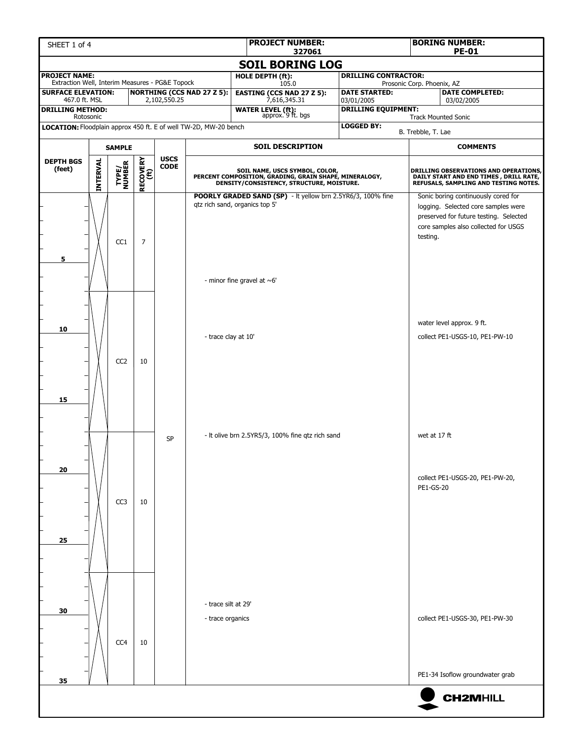| SHEET 1 of 4 | PROJECT NUMBER: 327061 | BORING NUMBER: PE-01 |
|---|---|---|

# SOIL BORING LOG

| PROJECT NAME: Extraction Well, Interim Measures - PG&E Topock | | HOLE DEPTH (ft): 105.0 | DRILLING CONTRACTOR: Prosonic Corp. Phoenix, AZ | |
|---|---|---|---|---|
| SURFACE ELEVATION: 467.0 ft. MSL | NORTHING (CCS NAD 27 Z 5): 2,102,550.25 | EASTING (CCS NAD 27 Z 5): 7,616,345.31 | DATE STARTED: 03/01/2005 | DATE COMPLETED: 03/02/2005 |
| DRILLING METHOD: Rotosonic | | WATER LEVEL (ft): approx. 9 ft. bgs | DRILLING EQUIPMENT: Track Mounted Sonic | |
| LOCATION: Floodplain approx 450 ft. E of well TW-2D, MW-20 bench | | | LOGGED BY: B. Trebble, T. Lae | |

| DEPTH BGS (feet) | SAMPLE INTERVAL | SAMPLE TYPE/ NUMBER | SAMPLE RECOVERY (ft) | USCS CODE | SOIL DESCRIPTION (SOIL NAME, USCS SYMBOL, COLOR, PERCENT COMPOSITION, GRADING, GRAIN SHAPE, MINERALOGY, DENSITY/CONSISTENCY, STRUCTURE, MOISTURE.) | COMMENTS (DRILLING OBSERVATIONS AND OPERATIONS, DAILY START AND END TIMES, DRILL RATE, REFUSALS, SAMPLING AND TESTING NOTES.) |
|---|---|---|---|---|---|---|
| 0–7 | X | CC1 | 7 | SP | **POORLY GRADED SAND (SP)** - lt yellow brn 2.5YR6/3, 100% fine qtz rich sand, organics top 5' | Sonic boring continuously cored for logging. Selected core samples were preserved for future testing. Selected core samples also collected for USGS testing. |
| ~6 | | | | | - minor fine gravel at ~6' | |
| 7–17 | X | CC2 | 10 | | | water level approx. 9 ft. |
| 10 | | | | | - trace clay at 10' | collect PE1-USGS-10, PE1-PW-10 |
| 17–27 | X | CC3 | 10 | SP | - lt olive brn 2.5YR5/3, 100% fine qtz rich sand | wet at 17 ft |
| 20 | | | | | | collect PE1-USGS-20, PE1-PW-20, PE1-GS-20 |
| 27–35 | X | CC4 | 10 | | - trace silt at 29' | |
| 30 | | | | | - trace organics | collect PE1-USGS-30, PE1-PW-30 |
| 34 | | | | | | PE1-34 Isoflow groundwater grab |

CH2MHILL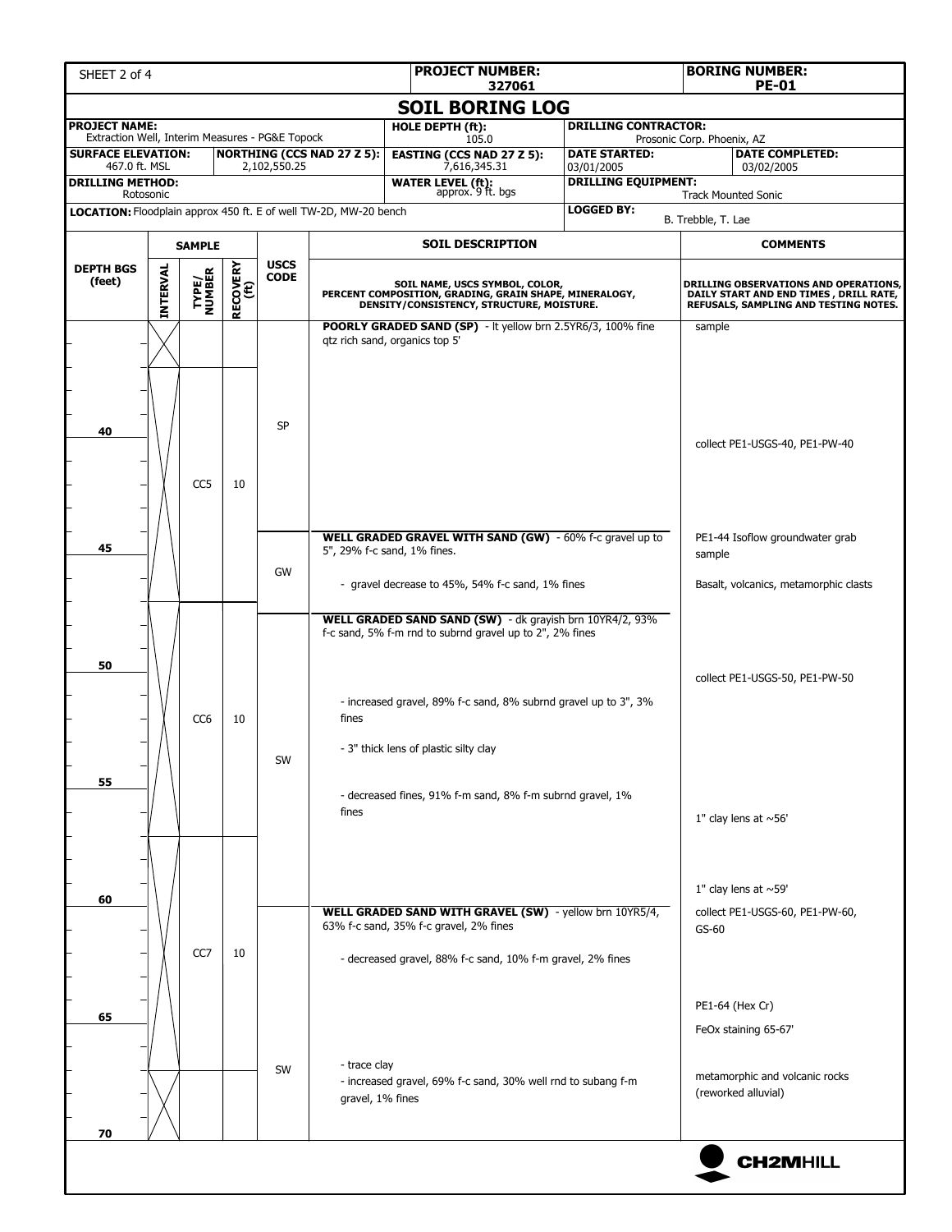| SHEET 2 of 4 | PROJECT NUMBER: 327061 | BORING NUMBER: PE-01 |
|---|---|---|

# SOIL BORING LOG

| | | | |
|---|---|---|---|
| **PROJECT NAME:** Extraction Well, Interim Measures - PG&E Topock | **HOLE DEPTH (ft):** 105.0 | **DRILLING CONTRACTOR:** Prosonic Corp. Phoenix, AZ | |
| **SURFACE ELEVATION:** 467.0 ft. MSL / **NORTHING (CCS NAD 27 Z 5):** 2,102,550.25 | **EASTING (CCS NAD 27 Z 5):** 7,616,345.31 | **DATE STARTED:** 03/01/2005 | **DATE COMPLETED:** 03/02/2005 |
| **DRILLING METHOD:** Rotosonic | **WATER LEVEL (ft):** approx. 9 ft. bgs | **DRILLING EQUIPMENT:** Track Mounted Sonic | |
| **LOCATION:** Floodplain approx 450 ft. E of well TW-2D, MW-20 bench | | **LOGGED BY:** B. Trebble, T. Lae | |

| DEPTH BGS (feet) | SAMPLE INTERVAL | SAMPLE TYPE/ NUMBER | SAMPLE RECOVERY (ft) | USCS CODE | SOIL DESCRIPTION (SOIL NAME, USCS SYMBOL, COLOR, PERCENT COMPOSITION, GRADING, GRAIN SHAPE, MINERALOGY, DENSITY/CONSISTENCY, STRUCTURE, MOISTURE.) | COMMENTS (DRILLING OBSERVATIONS AND OPERATIONS, DAILY START AND END TIMES, DRILL RATE, REFUSALS, SAMPLING AND TESTING NOTES.) |
|---|---|---|---|---|---|---|
| | | | | SP | **POORLY GRADED SAND (SP)** - lt yellow brn 2.5YR6/3, 100% fine qtz rich sand, organics top 5' | sample |
| 40 | | CC5 | 10 | | | collect PE1-USGS-40, PE1-PW-40 |
| 45 | | | | GW | **WELL GRADED GRAVEL WITH SAND (GW)** - 60% f-c gravel up to 5", 29% f-c sand, 1% fines.<br>- gravel decrease to 45%, 54% f-c sand, 1% fines | PE1-44 Isoflow groundwater grab sample<br>Basalt, volcanics, metamorphic clasts |
| | | | | SW | **WELL GRADED SAND SAND (SW)** - dk grayish brn 10YR4/2, 93% f-c sand, 5% f-m rnd to subrnd gravel up to 2", 2% fines | |
| 50 | | CC6 | 10 | | - increased gravel, 89% f-c sand, 8% subrnd gravel up to 3", 3% fines<br>- 3" thick lens of plastic silty clay | collect PE1-USGS-50, PE1-PW-50 |
| 55 | | | | | - decreased fines, 91% f-m sand, 8% f-m subrnd gravel, 1% fines | 1" clay lens at ~56'<br>1" clay lens at ~59' |
| 60 | | CC7 | 10 | SW | **WELL GRADED SAND WITH GRAVEL (SW)** - yellow brn 10YR5/4, 63% f-c sand, 35% f-c gravel, 2% fines<br>- decreased gravel, 88% f-c sand, 10% f-m gravel, 2% fines | collect PE1-USGS-60, PE1-PW-60, GS-60 |
| 65 | | | | | - trace clay<br>- increased gravel, 69% f-c sand, 30% well rnd to subang f-m gravel, 1% fines | PE1-64 (Hex Cr)<br>FeOx staining 65-67'<br>metamorphic and volcanic rocks (reworked alluvial) |
| 70 | | | | | | |

CH2MHILL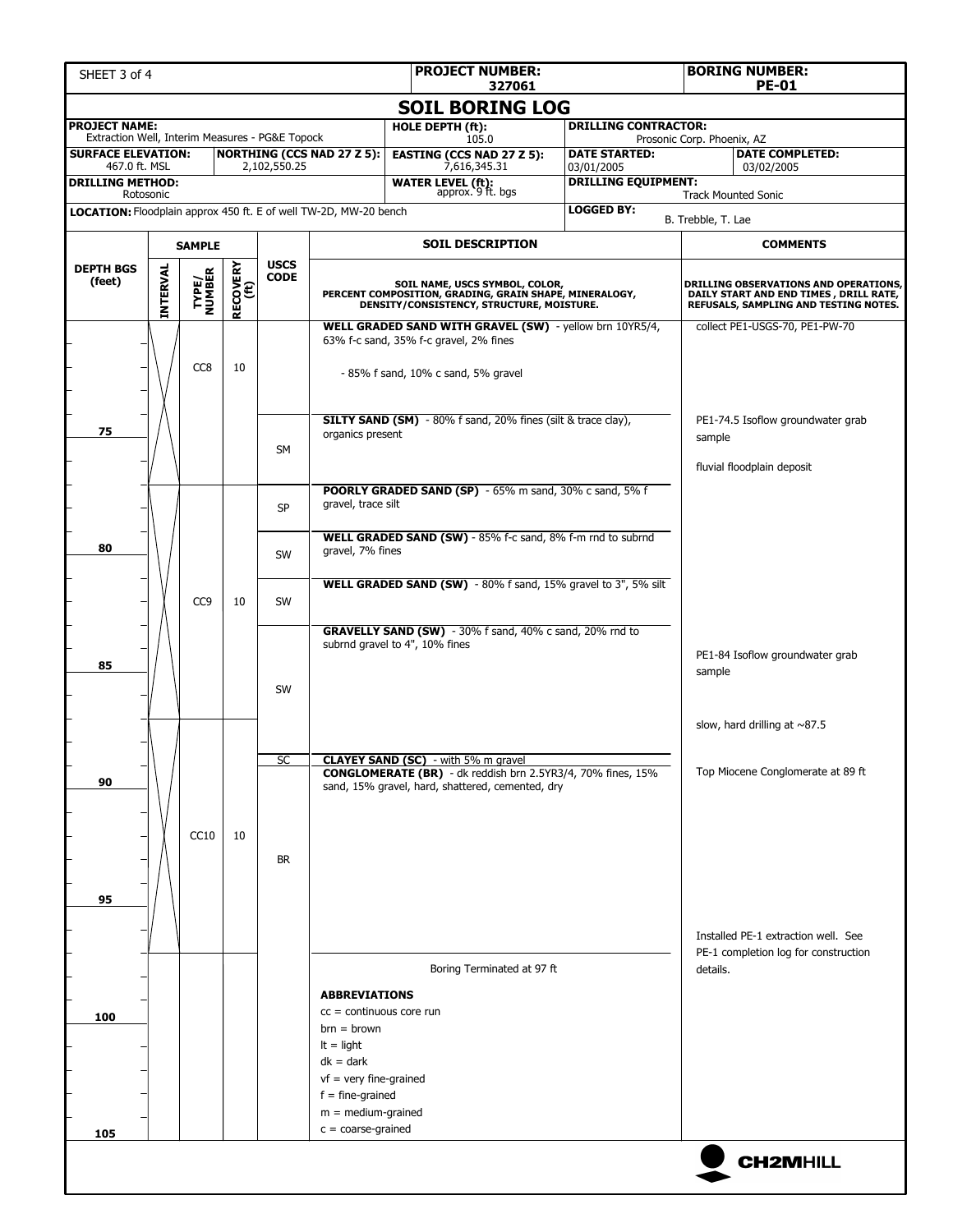| **PROJECT NUMBER:** 327061 | **BORING NUMBER:** PE-01 |
|---|---|

# SOIL BORING LOG

| | | | |
|---|---|---|---|
| **PROJECT NAME:** Extraction Well, Interim Measures - PG&E Topock | **HOLE DEPTH (ft):** 105.0 | **DRILLING CONTRACTOR:** Prosonic Corp. Phoenix, AZ | |
| **SURFACE ELEVATION:** 467.0 ft. MSL | **NORTHING (CCS NAD 27 Z 5):** 2,102,550.25 | **EASTING (CCS NAD 27 Z 5):** 7,616,345.31 | **DATE STARTED:** 03/01/2005 **DATE COMPLETED:** 03/02/2005 |
| **DRILLING METHOD:** Rotosonic | **WATER LEVEL (ft):** approx. 9 ft. bgs | **DRILLING EQUIPMENT:** Track Mounted Sonic | |
| **LOCATION:** Floodplain approx 450 ft. E of well TW-2D, MW-20 bench | | **LOGGED BY:** B. Trebble, T. Lae | |

| DEPTH BGS (feet) | SAMPLE INTERVAL | SAMPLE TYPE/NUMBER | SAMPLE RECOVERY (ft) | USCS CODE | SOIL DESCRIPTION (SOIL NAME, USCS SYMBOL, COLOR, PERCENT COMPOSITION, GRADING, GRAIN SHAPE, MINERALOGY, DENSITY/CONSISTENCY, STRUCTURE, MOISTURE.) | COMMENTS (DRILLING OBSERVATIONS AND OPERATIONS, DAILY START AND END TIMES, DRILL RATE, REFUSALS, SAMPLING AND TESTING NOTES.) |
|---|---|---|---|---|---|---|
| | | CC8 | 10 | | **WELL GRADED SAND WITH GRAVEL (SW)** - yellow brn 10YR5/4, 63% f-c sand, 35% f-c gravel, 2% fines<br>- 85% f sand, 10% c sand, 5% gravel | collect PE1-USGS-70, PE1-PW-70 |
| 75 | | | | SM | **SILTY SAND (SM)** - 80% f sand, 20% fines (silt & trace clay), organics present | PE1-74.5 Isoflow groundwater grab sample<br>fluvial floodplain deposit |
| | | CC9 | 10 | SP | **POORLY GRADED SAND (SP)** - 65% m sand, 30% c sand, 5% f gravel, trace silt | |
| 80 | | | | SW | **WELL GRADED SAND (SW)** - 85% f-c sand, 8% f-m rnd to subrnd gravel, 7% fines | |
| | | | | SW | **WELL GRADED SAND (SW)** - 80% f sand, 15% gravel to 3", 5% silt | |
| 85 | | | | SW | **GRAVELLY SAND (SW)** - 30% f sand, 40% c sand, 20% rnd to subrnd gravel to 4", 10% fines | PE1-84 Isoflow groundwater grab sample<br>slow, hard drilling at ~87.5 |
| | | CC10 | 10 | SC | **CLAYEY SAND (SC)** - with 5% m gravel | |
| 90–95 | | | | BR | **CONGLOMERATE (BR)** - dk reddish brn 2.5YR3/4, 70% fines, 15% sand, 15% gravel, hard, shattered, cemented, dry | Top Miocene Conglomerate at 89 ft |
| | | | | | Boring Terminated at 97 ft | Installed PE-1 extraction well. See PE-1 completion log for construction details. |
| 100–105 | | | | | | |

**ABBREVIATIONS**
cc = continuous core run
brn = brown
lt = light
dk = dark
vf = very fine-grained
f = fine-grained
m = medium-grained
c = coarse-grained

CH2MHILL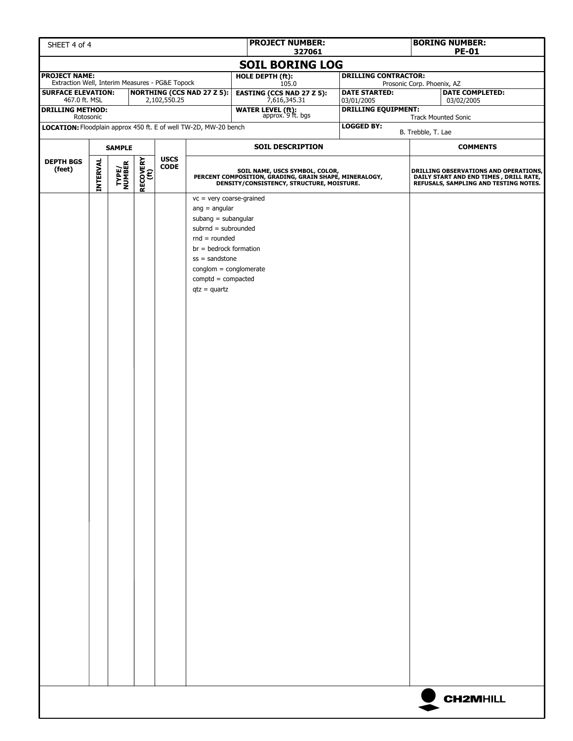**PROJECT NUMBER:** 327061

**BORING NUMBER:** PE-01

# SOIL BORING LOG

| PROJECT NAME: Extraction Well, Interim Measures - PG&E Topock | | HOLE DEPTH (ft): 105.0 | DRILLING CONTRACTOR: Prosonic Corp. Phoenix, AZ | |
|---|---|---|---|---|
| SURFACE ELEVATION: 467.0 ft. MSL | NORTHING (CCS NAD 27 Z 5): 2,102,550.25 | EASTING (CCS NAD 27 Z 5): 7,616,345.31 | DATE STARTED: 03/01/2005 | DATE COMPLETED: 03/02/2005 |
| DRILLING METHOD: Rotosonic | | WATER LEVEL (ft): approx. 9 ft. bgs | DRILLING EQUIPMENT: Track Mounted Sonic | |
| LOCATION: Floodplain approx 450 ft. E of well TW-2D, MW-20 bench | | | LOGGED BY: B. Trebble, T. Lae | |

| DEPTH BGS (feet) | SAMPLE INTERVAL | SAMPLE TYPE/ NUMBER | SAMPLE RECOVERY (ft) | USCS CODE | SOIL DESCRIPTION: SOIL NAME, USCS SYMBOL, COLOR, PERCENT COMPOSITION, GRADING, GRAIN SHAPE, MINERALOGY, DENSITY/CONSISTENCY, STRUCTURE, MOISTURE. | COMMENTS: DRILLING OBSERVATIONS AND OPERATIONS, DAILY START AND END TIMES , DRILL RATE, REFUSALS, SAMPLING AND TESTING NOTES. |
|---|---|---|---|---|---|---|
| | | | | | vc = very coarse-grained<br>ang = angular<br>subang = subangular<br>subrnd = subrounded<br>rnd = rounded<br>br = bedrock formation<br>ss = sandstone<br>conglom = conglomerate<br>comptd = compacted<br>qtz = quartz | |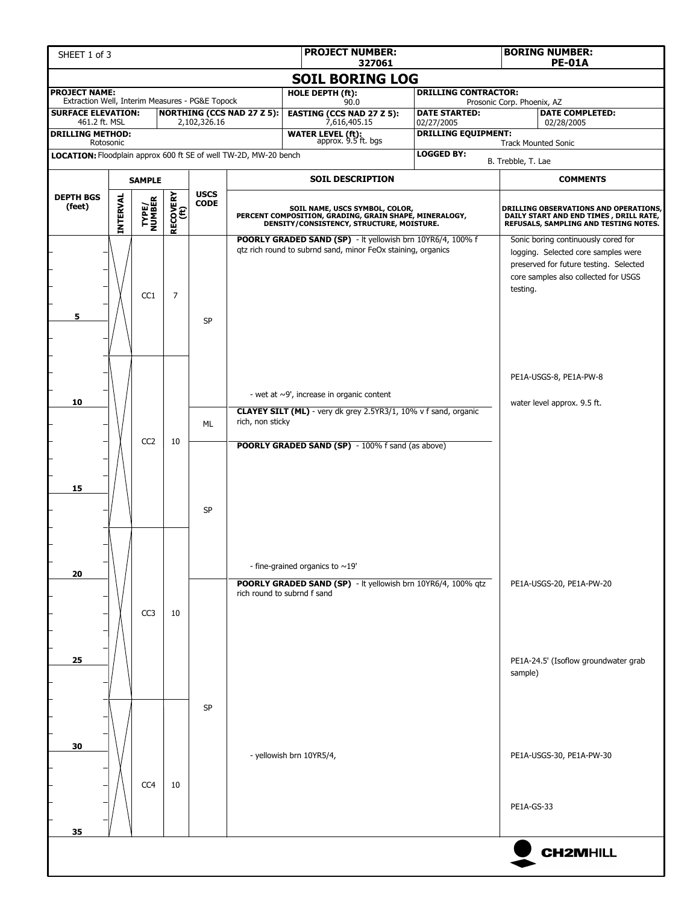SHEET 1 of 3

**PROJECT NUMBER:** 327061

**BORING NUMBER:** PE-01A

# SOIL BORING LOG

| | | | |
|---|---|---|---|
| **PROJECT NAME:** Extraction Well, Interim Measures - PG&E Topock | **HOLE DEPTH (ft):** 90.0 | **DRILLING CONTRACTOR:** Prosonic Corp. Phoenix, AZ | |
| **SURFACE ELEVATION:** 461.2 ft. MSL / **NORTHING (CCS NAD 27 Z 5):** 2,102,326.16 | **EASTING (CCS NAD 27 Z 5):** 7,616,405.15 | **DATE STARTED:** 02/27/2005 | **DATE COMPLETED:** 02/28/2005 |
| **DRILLING METHOD:** Rotosonic | **WATER LEVEL (ft):** approx. 9.5 ft. bgs | **DRILLING EQUIPMENT:** Track Mounted Sonic | |
| **LOCATION:** Floodplain approx 600 ft SE of well TW-2D, MW-20 bench | | **LOGGED BY:** B. Trebble, T. Lae | |

| DEPTH BGS (feet) | SAMPLE INTERVAL | SAMPLE TYPE/NUMBER | RECOVERY (ft) | USCS CODE | SOIL DESCRIPTION (SOIL NAME, USCS SYMBOL, COLOR, PERCENT COMPOSITION, GRADING, GRAIN SHAPE, MINERALOGY, DENSITY/CONSISTENCY, STRUCTURE, MOISTURE.) | COMMENTS (DRILLING OBSERVATIONS AND OPERATIONS, DAILY START AND END TIMES, DRILL RATE, REFUSALS, SAMPLING AND TESTING NOTES.) |
|---|---|---|---|---|---|---|
| 0–7 | | CC1 | 7 | SP | **POORLY GRADED SAND (SP)** - lt yellowish brn 10YR6/4, 100% f qtz rich round to subrnd sand, minor FeOx staining, organics | Sonic boring continuously cored for logging. Selected core samples were preserved for future testing. Selected core samples also collected for USGS testing. |
| ~8 | | | | | | PE1A-USGS-8, PE1A-PW-8 |
| ~9–10 | | | | | - wet at ~9', increase in organic content | water level approx. 9.5 ft. |
| 10–12 | | CC2 | 10 | ML | **CLAYEY SILT (ML)** - very dk grey 2.5YR3/1, 10% v f sand, organic rich, non sticky | |
| 12–20 | | | | SP | **POORLY GRADED SAND (SP)** - 100% f sand (as above) | |
| ~19 | | | | | - fine-grained organics to ~19' | |
| 20 | | CC3 | 10 | SP | **POORLY GRADED SAND (SP)** - lt yellowish brn 10YR6/4, 100% qtz rich round to subrnd f sand | PE1A-USGS-20, PE1A-PW-20 |
| 25 | | | | | | PE1A-24.5' (Isoflow groundwater grab sample) |
| 30 | | CC4 | 10 | | - yellowish brn 10YR5/4, | PE1A-USGS-30, PE1A-PW-30 |
| 33 | | | | | | PE1A-GS-33 |
| 35 | | | | | | |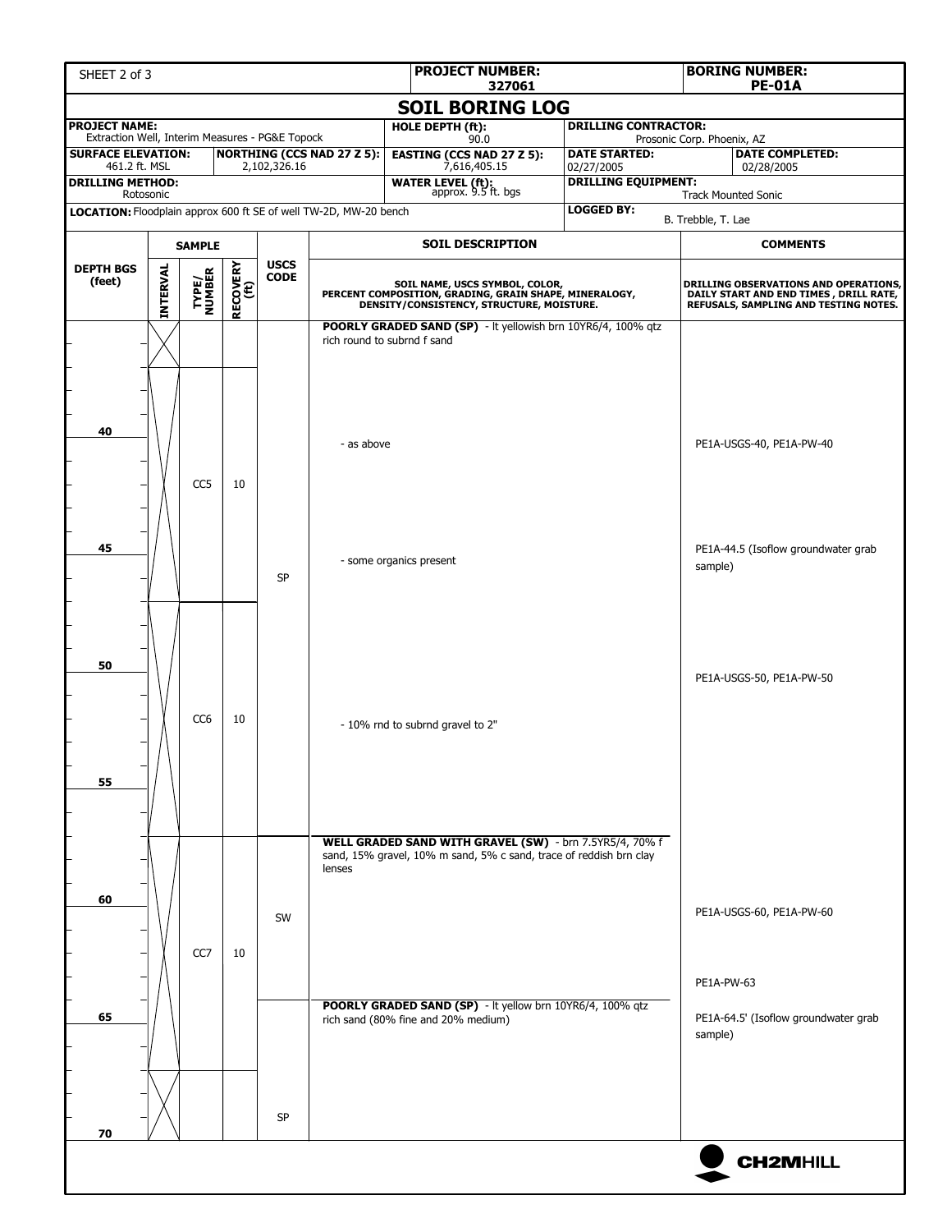| PROJECT NUMBER: 327061 | BORING NUMBER: PE-01A |
|---|---|

# SOIL BORING LOG

| | | | |
|---|---|---|---|
| **PROJECT NAME:** Extraction Well, Interim Measures - PG&E Topock | | **HOLE DEPTH (ft):** 90.0 | **DRILLING CONTRACTOR:** Prosonic Corp. Phoenix, AZ |
| **SURFACE ELEVATION:** 461.2 ft. MSL | **NORTHING (CCS NAD 27 Z 5):** 2,102,326.16 | **EASTING (CCS NAD 27 Z 5):** 7,616,405.15 | **DATE STARTED:** 02/27/2005 — **DATE COMPLETED:** 02/28/2005 |
| **DRILLING METHOD:** Rotosonic | | **WATER LEVEL (ft):** approx. 9.5 ft. bgs | **DRILLING EQUIPMENT:** Track Mounted Sonic |
| **LOCATION:** Floodplain approx 600 ft SE of well TW-2D, MW-20 bench | | | **LOGGED BY:** B. Trebble, T. Lae |

| DEPTH BGS (feet) | SAMPLE INTERVAL | SAMPLE TYPE/NUMBER | SAMPLE RECOVERY (ft) | USCS CODE | SOIL DESCRIPTION (SOIL NAME, USCS SYMBOL, COLOR, PERCENT COMPOSITION, GRADING, GRAIN SHAPE, MINERALOGY, DENSITY/CONSISTENCY, STRUCTURE, MOISTURE.) | COMMENTS (DRILLING OBSERVATIONS AND OPERATIONS, DAILY START AND END TIMES, DRILL RATE, REFUSALS, SAMPLING AND TESTING NOTES.) |
|---|---|---|---|---|---|---|
| 35–37 | X | | | SP | **POORLY GRADED SAND (SP)** - lt yellowish brn 10YR6/4, 100% qtz rich round to subrnd f sand | |
| 40 | X | CC5 | 10 | | - as above | PE1A-USGS-40, PE1A-PW-40 |
| 45 | | | | | - some organics present | PE1A-44.5 (Isoflow groundwater grab sample) |
| 50 | X | CC6 | 10 | | | PE1A-USGS-50, PE1A-PW-50 |
| 52 | | | | | - 10% rnd to subrnd gravel to 2" | |
| 57 | X | CC7 | 10 | SW | **WELL GRADED SAND WITH GRAVEL (SW)** - brn 7.5YR5/4, 70% f sand, 15% gravel, 10% m sand, 5% c sand, trace of reddish brn clay lenses | |
| 60 | | | | | | PE1A-USGS-60, PE1A-PW-60 |
| 63 | | | | | | PE1A-PW-63 |
| 64 | | | | SP | **POORLY GRADED SAND (SP)** - lt yellow brn 10YR6/4, 100% qtz rich sand (80% fine and 20% medium) | PE1A-64.5' (Isoflow groundwater grab sample) |
| 67–70 | X | | | SP | | |

CH2MHILL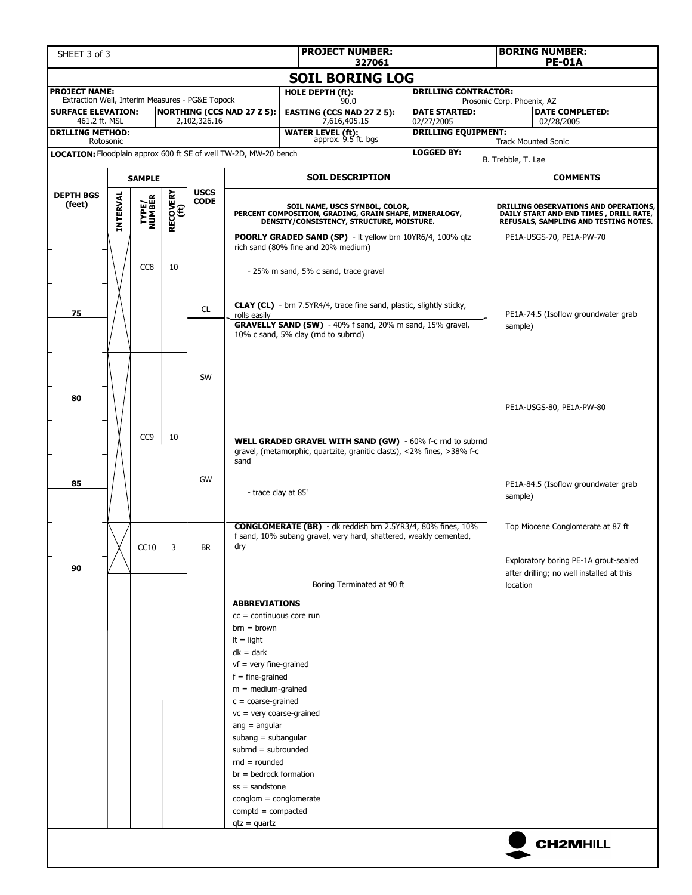| SHEET 3 of 3 | PROJECT NUMBER: 327061 | BORING NUMBER: PE-01A |
|---|---|---|

## SOIL BORING LOG

| | | | |
|---|---|---|---|
| **PROJECT NAME:** Extraction Well, Interim Measures - PG&E Topock | **HOLE DEPTH (ft):** 90.0 | **DRILLING CONTRACTOR:** Prosonic Corp. Phoenix, AZ | |
| **SURFACE ELEVATION:** 461.2 ft. MSL / **NORTHING (CCS NAD 27 Z 5):** 2,102,326.16 | **EASTING (CCS NAD 27 Z 5):** 7,616,405.15 | **DATE STARTED:** 02/27/2005 | **DATE COMPLETED:** 02/28/2005 |
| **DRILLING METHOD:** Rotosonic | **WATER LEVEL (ft):** approx. 9.5 ft. bgs | **DRILLING EQUIPMENT:** Track Mounted Sonic | |
| **LOCATION:** Floodplain approx 600 ft SE of well TW-2D, MW-20 bench | | **LOGGED BY:** B. Trebble, T. Lae | |

| DEPTH BGS (feet) | SAMPLE INTERVAL | SAMPLE TYPE/NUMBER | SAMPLE RECOVERY (ft) | USCS CODE | SOIL DESCRIPTION (SOIL NAME, USCS SYMBOL, COLOR, PERCENT COMPOSITION, GRADING, GRAIN SHAPE, MINERALOGY, DENSITY/CONSISTENCY, STRUCTURE, MOISTURE.) | COMMENTS (DRILLING OBSERVATIONS AND OPERATIONS, DAILY START AND END TIMES, DRILL RATE, REFUSALS, SAMPLING AND TESTING NOTES.) |
|---|---|---|---|---|---|---|
| | | CC8 | 10 | | **POORLY GRADED SAND (SP)** - lt yellow brn 10YR6/4, 100% qtz rich sand (80% fine and 20% medium)<br>- 25% m sand, 5% c sand, trace gravel | PE1A-USGS-70, PE1A-PW-70 |
| 75 | | | | CL | **CLAY (CL)** - brn 7.5YR4/4, trace fine sand, plastic, slightly sticky, rolls easily | PE1A-74.5 (Isoflow groundwater grab sample) |
| | | | | SW | **GRAVELLY SAND (SW)** - 40% f sand, 20% m sand, 15% gravel, 10% c sand, 5% clay (rnd to subrnd) | |
| 80 | | CC9 | 10 | | | PE1A-USGS-80, PE1A-PW-80 |
| | | | | GW | **WELL GRADED GRAVEL WITH SAND (GW)** - 60% f-c rnd to subrnd gravel, (metamorphic, quartzite, granitic clasts), <2% fines, >38% f-c sand | |
| 85 | | | | | - trace clay at 85' | PE1A-84.5 (Isoflow groundwater grab sample) |
| | | CC10 | 3 | BR | **CONGLOMERATE (BR)** - dk reddish brn 2.5YR3/4, 80% fines, 10% f sand, 10% subang gravel, very hard, shattered, weakly cemented, dry | Top Miocene Conglomerate at 87 ft |
| 90 | | | | | | Exploratory boring PE-1A grout-sealed after drilling; no well installed at this location |
| | | | | | Boring Terminated at 90 ft | |

**ABBREVIATIONS**

cc = continuous core run
brn = brown
lt = light
dk = dark
vf = very fine-grained
f = fine-grained
m = medium-grained
c = coarse-grained
vc = very coarse-grained
ang = angular
subang = subangular
subrnd = subrounded
rnd = rounded
br = bedrock formation
ss = sandstone
conglom = conglomerate
comptd = compacted
qtz = quartz

CH2MHILL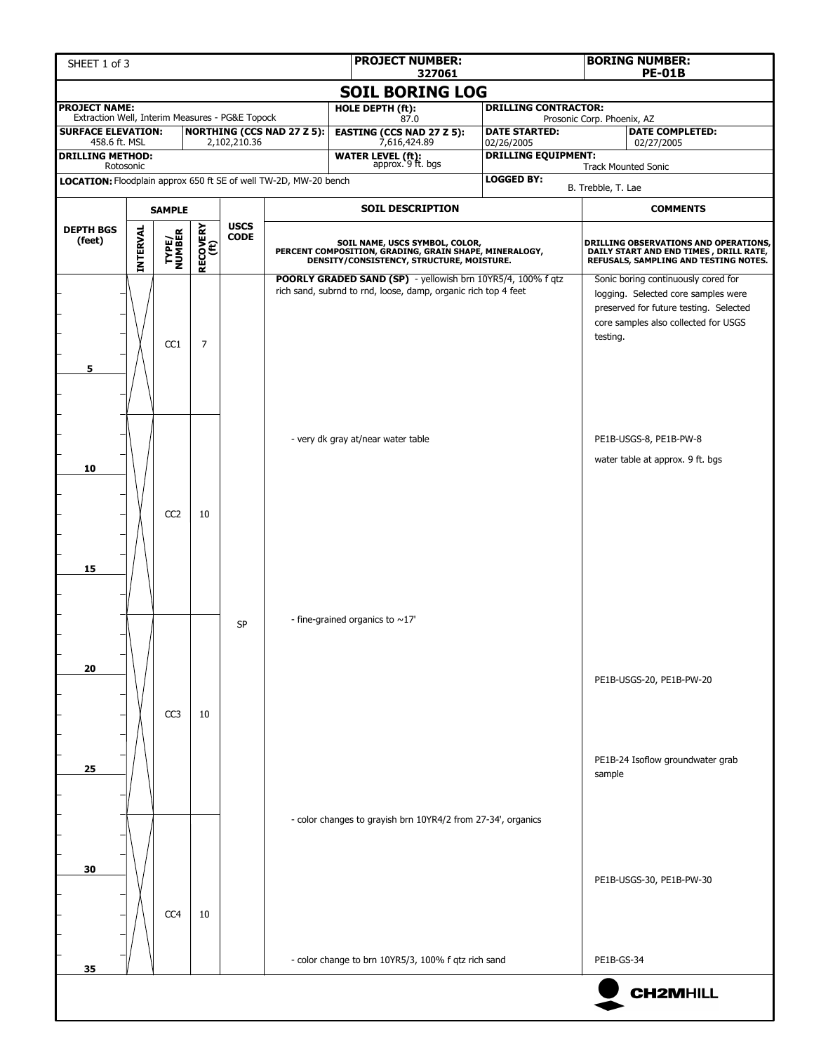| SHEET 1 of 3 | PROJECT NUMBER: 327061 | BORING NUMBER: PE-01B |
|---|---|---|

## SOIL BORING LOG

| | | | |
|---|---|---|---|
| **PROJECT NAME:** Extraction Well, Interim Measures - PG&E Topock | **HOLE DEPTH (ft):** 87.0 | **DRILLING CONTRACTOR:** Prosonic Corp. Phoenix, AZ | |
| **SURFACE ELEVATION:** 458.6 ft. MSL / **NORTHING (CCS NAD 27 Z 5):** 2,102,210.36 | **EASTING (CCS NAD 27 Z 5):** 7,616,424.89 | **DATE STARTED:** 02/26/2005 | **DATE COMPLETED:** 02/27/2005 |
| **DRILLING METHOD:** Rotosonic | **WATER LEVEL (ft):** approx. 9 ft. bgs | **DRILLING EQUIPMENT:** Track Mounted Sonic | |
| **LOCATION:** Floodplain approx 650 ft SE of well TW-2D, MW-20 bench | | **LOGGED BY:** B. Trebble, T. Lae | |

| DEPTH BGS (feet) | SAMPLE INTERVAL | SAMPLE TYPE/NUMBER | RECOVERY (ft) | USCS CODE | SOIL DESCRIPTION (SOIL NAME, USCS SYMBOL, COLOR, PERCENT COMPOSITION, GRADING, GRAIN SHAPE, MINERALOGY, DENSITY/CONSISTENCY, STRUCTURE, MOISTURE.) | COMMENTS (DRILLING OBSERVATIONS AND OPERATIONS, DAILY START AND END TIMES, DRILL RATE, REFUSALS, SAMPLING AND TESTING NOTES.) |
|---|---|---|---|---|---|---|
| 0 | | | | | **POORLY GRADED SAND (SP)** - yellowish brn 10YR5/4, 100% f qtz rich sand, subrnd to rnd, loose, damp, organic rich top 4 feet | Sonic boring continuously cored for logging. Selected core samples were preserved for future testing. Selected core samples also collected for USGS testing. |
| 0–7 | X | CC1 | 7 | | | |
| 5 | | | | | | |
| 7–17 | X | CC2 | 10 | | - very dk gray at/near water table | PE1B-USGS-8, PE1B-PW-8 |
| 10 | | | | | | water table at approx. 9 ft. bgs |
| 15 | | | | | | |
| 17–27 | X | CC3 | 10 | SP | - fine-grained organics to ~17' | |
| 20 | | | | | | PE1B-USGS-20, PE1B-PW-20 |
| 25 | | | | | | PE1B-24 Isoflow groundwater grab sample |
| 27–37 | X | CC4 | 10 | | - color changes to grayish brn 10YR4/2 from 27-34', organics | |
| 30 | | | | | | PE1B-USGS-30, PE1B-PW-30 |
| 35 | | | | | - color change to brn 10YR5/3, 100% f qtz rich sand | PE1B-GS-34 |

CH2MHILL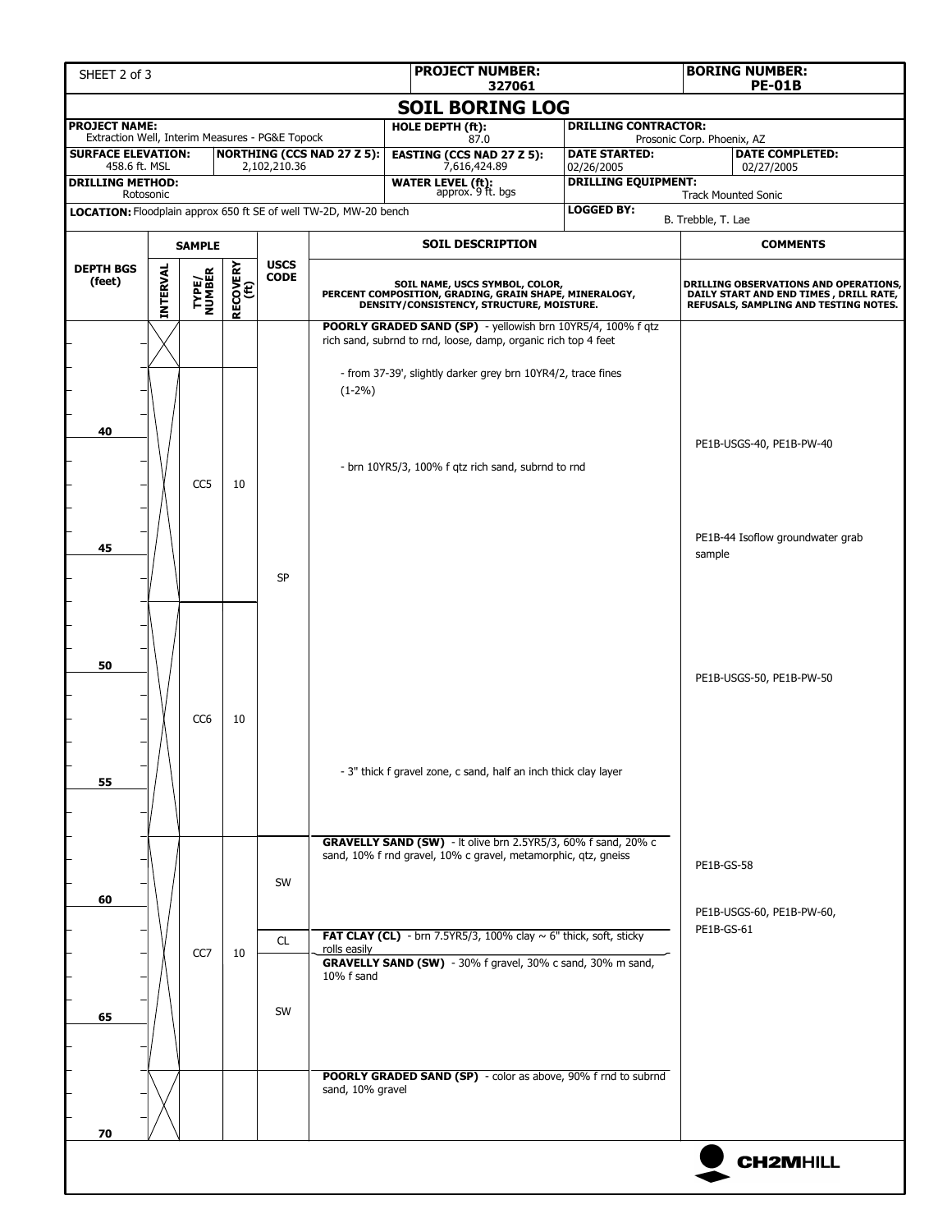| SHEET 2 of 3 | PROJECT NUMBER: 327061 | BORING NUMBER: PE-01B |
|---|---|---|

## SOIL BORING LOG

| | | | |
|---|---|---|---|
| **PROJECT NAME:** Extraction Well, Interim Measures - PG&E Topock | **HOLE DEPTH (ft):** 87.0 | **DRILLING CONTRACTOR:** Prosonic Corp. Phoenix, AZ | |
| **SURFACE ELEVATION:** 458.6 ft. MSL / **NORTHING (CCS NAD 27 Z 5):** 2,102,210.36 | **EASTING (CCS NAD 27 Z 5):** 7,616,424.89 | **DATE STARTED:** 02/26/2005 | **DATE COMPLETED:** 02/27/2005 |
| **DRILLING METHOD:** Rotosonic | **WATER LEVEL (ft):** approx. 9 ft. bgs | **DRILLING EQUIPMENT:** Track Mounted Sonic | |
| **LOCATION:** Floodplain approx 650 ft SE of well TW-2D, MW-20 bench | | **LOGGED BY:** B. Trebble, T. Lae | |

| DEPTH BGS (feet) | SAMPLE INTERVAL | SAMPLE TYPE/NUMBER | RECOVERY (ft) | USCS CODE | SOIL DESCRIPTION (SOIL NAME, USCS SYMBOL, COLOR, PERCENT COMPOSITION, GRADING, GRAIN SHAPE, MINERALOGY, DENSITY/CONSISTENCY, STRUCTURE, MOISTURE.) | COMMENTS (DRILLING OBSERVATIONS AND OPERATIONS, DAILY START AND END TIMES, DRILL RATE, REFUSALS, SAMPLING AND TESTING NOTES.) |
|---|---|---|---|---|---|---|
| 35–37 | | | | SP | **POORLY GRADED SAND (SP)** - yellowish brn 10YR5/4, 100% f qtz rich sand, subrnd to rnd, loose, damp, organic rich top 4 feet | |
| 37–39 | | | | | - from 37-39', slightly darker grey brn 10YR4/2, trace fines (1-2%) | |
| 40 | | CC5 | 10 | | | PE1B-USGS-40, PE1B-PW-40 |
| 42 | | | | | - brn 10YR5/3, 100% f qtz rich sand, subrnd to rnd | |
| 45 | | | | | | PE1B-44 Isoflow groundwater grab sample |
| 50 | | CC6 | 10 | | | PE1B-USGS-50, PE1B-PW-50 |
| 55 | | | | | - 3" thick f gravel zone, c sand, half an inch thick clay layer | |
| 57 | | CC7 | 10 | SW | **GRAVELLY SAND (SW)** - lt olive brn 2.5YR5/3, 60% f sand, 20% c sand, 10% f rnd gravel, 10% c gravel, metamorphic, qtz, gneiss | PE1B-GS-58 |
| 60 | | | | | | PE1B-USGS-60, PE1B-PW-60, PE1B-GS-61 |
| 61.5 | | | | CL | **FAT CLAY (CL)** - brn 7.5YR5/3, 100% clay ~ 6" thick, soft, sticky rolls easily | |
| 62 | | | | SW | **GRAVELLY SAND (SW)** - 30% f gravel, 30% c sand, 30% m sand, 10% f sand | |
| 67 | | | | | **POORLY GRADED SAND (SP)** - color as above, 90% f rnd to subrnd sand, 10% gravel | |
| 70 | | | | | | |

CH2MHILL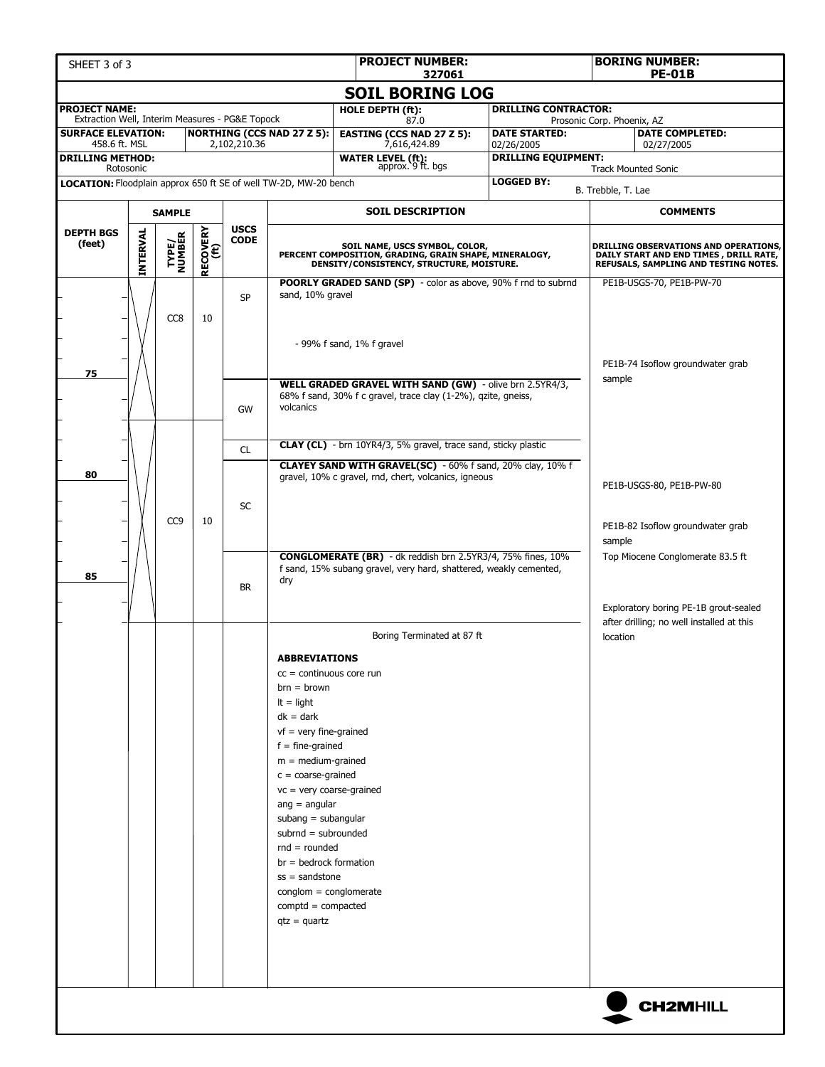SHEET 3 of 3

**PROJECT NUMBER:** 327061

**BORING NUMBER:** PE-01B

# SOIL BORING LOG

| | | | |
|---|---|---|---|
| **PROJECT NAME:** Extraction Well, Interim Measures - PG&E Topock | | **HOLE DEPTH (ft):** 87.0 | **DRILLING CONTRACTOR:** Prosonic Corp. Phoenix, AZ |
| **SURFACE ELEVATION:** 458.6 ft. MSL | **NORTHING (CCS NAD 27 Z 5):** 2,102,210.36 | **EASTING (CCS NAD 27 Z 5):** 7,616,424.89 | **DATE STARTED:** 02/26/2005 **DATE COMPLETED:** 02/27/2005 |
| **DRILLING METHOD:** Rotosonic | | **WATER LEVEL (ft):** approx. 9 ft. bgs | **DRILLING EQUIPMENT:** Track Mounted Sonic |
| **LOCATION:** Floodplain approx 650 ft SE of well TW-2D, MW-20 bench | | | **LOGGED BY:** B. Trebble, T. Lae |

| DEPTH BGS (feet) | SAMPLE INTERVAL | SAMPLE TYPE/NUMBER | SAMPLE RECOVERY (ft) | USCS CODE | SOIL DESCRIPTION (SOIL NAME, USCS SYMBOL, COLOR, PERCENT COMPOSITION, GRADING, GRAIN SHAPE, MINERALOGY, DENSITY/CONSISTENCY, STRUCTURE, MOISTURE.) | COMMENTS (DRILLING OBSERVATIONS AND OPERATIONS, DAILY START AND END TIMES, DRILL RATE, REFUSALS, SAMPLING AND TESTING NOTES.) |
|---|---|---|---|---|---|---|
| | | CC8 | 10 | SP | **POORLY GRADED SAND (SP)** - color as above, 90% f rnd to subrnd sand, 10% gravel<br><br>- 99% f sand, 1% f gravel | PE1B-USGS-70, PE1B-PW-70<br><br>PE1B-74 Isoflow groundwater grab sample |
| 75 | | | | GW | **WELL GRADED GRAVEL WITH SAND (GW)** - olive brn 2.5YR4/3, 68% f sand, 30% f c gravel, trace clay (1-2%), qzite, gneiss, volcanics | |
| | | CC9 | 10 | CL | **CLAY (CL)** - brn 10YR4/3, 5% gravel, trace sand, sticky plastic | |
| 80 | | | | SC | **CLAYEY SAND WITH GRAVEL(SC)** - 60% f sand, 20% clay, 10% f gravel, 10% c gravel, rnd, chert, volcanics, igneous | PE1B-USGS-80, PE1B-PW-80<br><br>PE1B-82 Isoflow groundwater grab sample |
| 85 | | | | BR | **CONGLOMERATE (BR)** - dk reddish brn 2.5YR3/4, 75% fines, 10% f sand, 15% subang gravel, very hard, shattered, weakly cemented, dry | Top Miocene Conglomerate 83.5 ft<br><br>Exploratory boring PE-1B grout-sealed after drilling; no well installed at this location |
| | | | | | Boring Terminated at 87 ft | |

**ABBREVIATIONS**

cc = continuous core run
brn = brown
lt = light
dk = dark
vf = very fine-grained
f = fine-grained
m = medium-grained
c = coarse-grained
vc = very coarse-grained
ang = angular
subang = subangular
subrnd = subrounded
rnd = rounded
br = bedrock formation
ss = sandstone
conglom = conglomerate
comptd = compacted
qtz = quartz

CH2MHILL